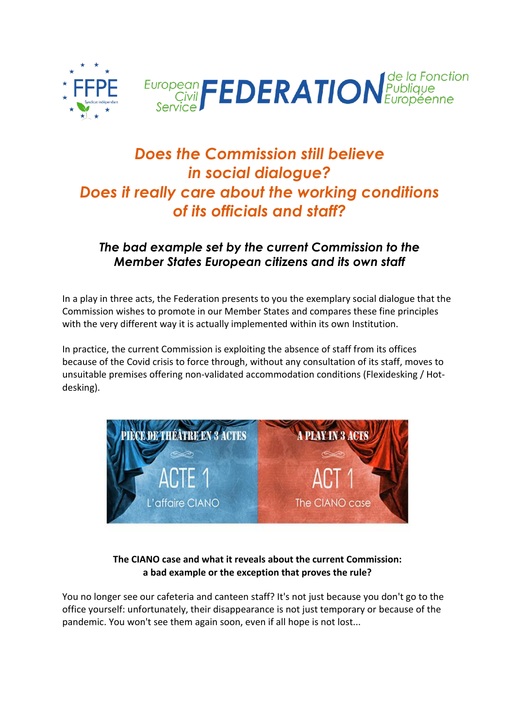FFPE

European Civil Service FEDERATION de la Fonction Publique Européenne

# *Does the Commission still believe in social dialogue? Does it really care about the working conditions of its officials and staff?*

## *The bad example set by the current Commission to the Member States European citizens and its own staff*

In a play in three acts, the Federation presents to you the exemplary social dialogue that the Commission wishes to promote in our Member States and compares these fine principles with the very different way it is actually implemented within its own Institution.

In practice, the current Commission is exploiting the absence of staff from its offices because of the Covid crisis to force through, without any consultation of its staff, moves to unsuitable premises offering non-validated accommodation conditions (Flexidesking / Hot-desking).

PIÈCE DE THÉÂTRE EN 3 ACTES — ACTE 1 — L'affaire CIANO

A PLAY IN 3 ACTS — ACT 1 — The CIANO case

**The CIANO case and what it reveals about the current Commission: a bad example or the exception that proves the rule?**

You no longer see our cafeteria and canteen staff? It's not just because you don't go to the office yourself: unfortunately, their disappearance is not just temporary or because of the pandemic. You won't see them again soon, even if all hope is not lost...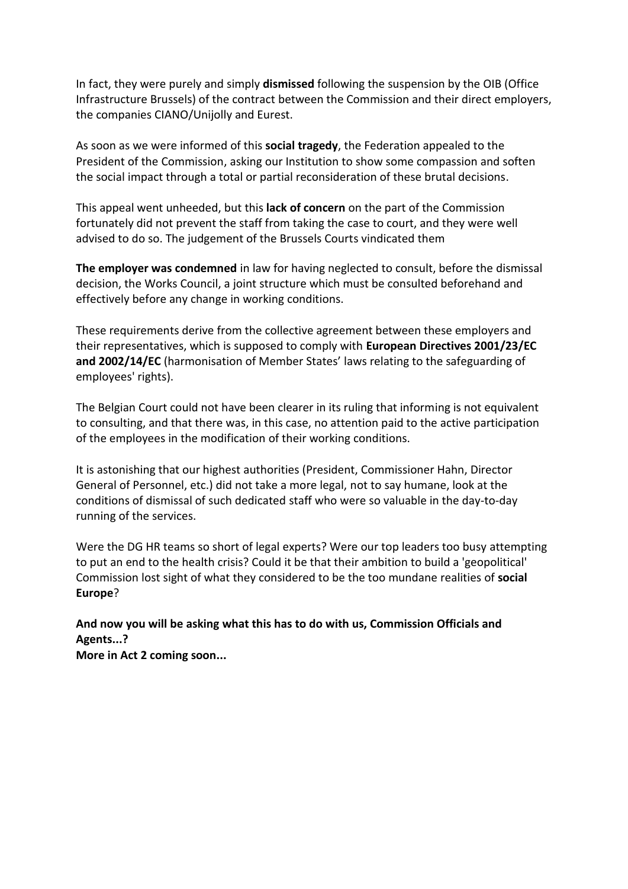In fact, they were purely and simply **dismissed** following the suspension by the OIB (Office Infrastructure Brussels) of the contract between the Commission and their direct employers, the companies CIANO/Unijolly and Eurest.

As soon as we were informed of this **social tragedy**, the Federation appealed to the President of the Commission, asking our Institution to show some compassion and soften the social impact through a total or partial reconsideration of these brutal decisions.

This appeal went unheeded, but this **lack of concern** on the part of the Commission fortunately did not prevent the staff from taking the case to court, and they were well advised to do so. The judgement of the Brussels Courts vindicated them

**The employer was condemned** in law for having neglected to consult, before the dismissal decision, the Works Council, a joint structure which must be consulted beforehand and effectively before any change in working conditions.

These requirements derive from the collective agreement between these employers and their representatives, which is supposed to comply with **European Directives 2001/23/EC and 2002/14/EC** (harmonisation of Member States' laws relating to the safeguarding of employees' rights).

The Belgian Court could not have been clearer in its ruling that informing is not equivalent to consulting, and that there was, in this case, no attention paid to the active participation of the employees in the modification of their working conditions.

It is astonishing that our highest authorities (President, Commissioner Hahn, Director General of Personnel, etc.) did not take a more legal, not to say humane, look at the conditions of dismissal of such dedicated staff who were so valuable in the day-to-day running of the services.

Were the DG HR teams so short of legal experts? Were our top leaders too busy attempting to put an end to the health crisis? Could it be that their ambition to build a 'geopolitical' Commission lost sight of what they considered to be the too mundane realities of **social Europe**?

**And now you will be asking what this has to do with us, Commission Officials and Agents...?**
**More in Act 2 coming soon...**